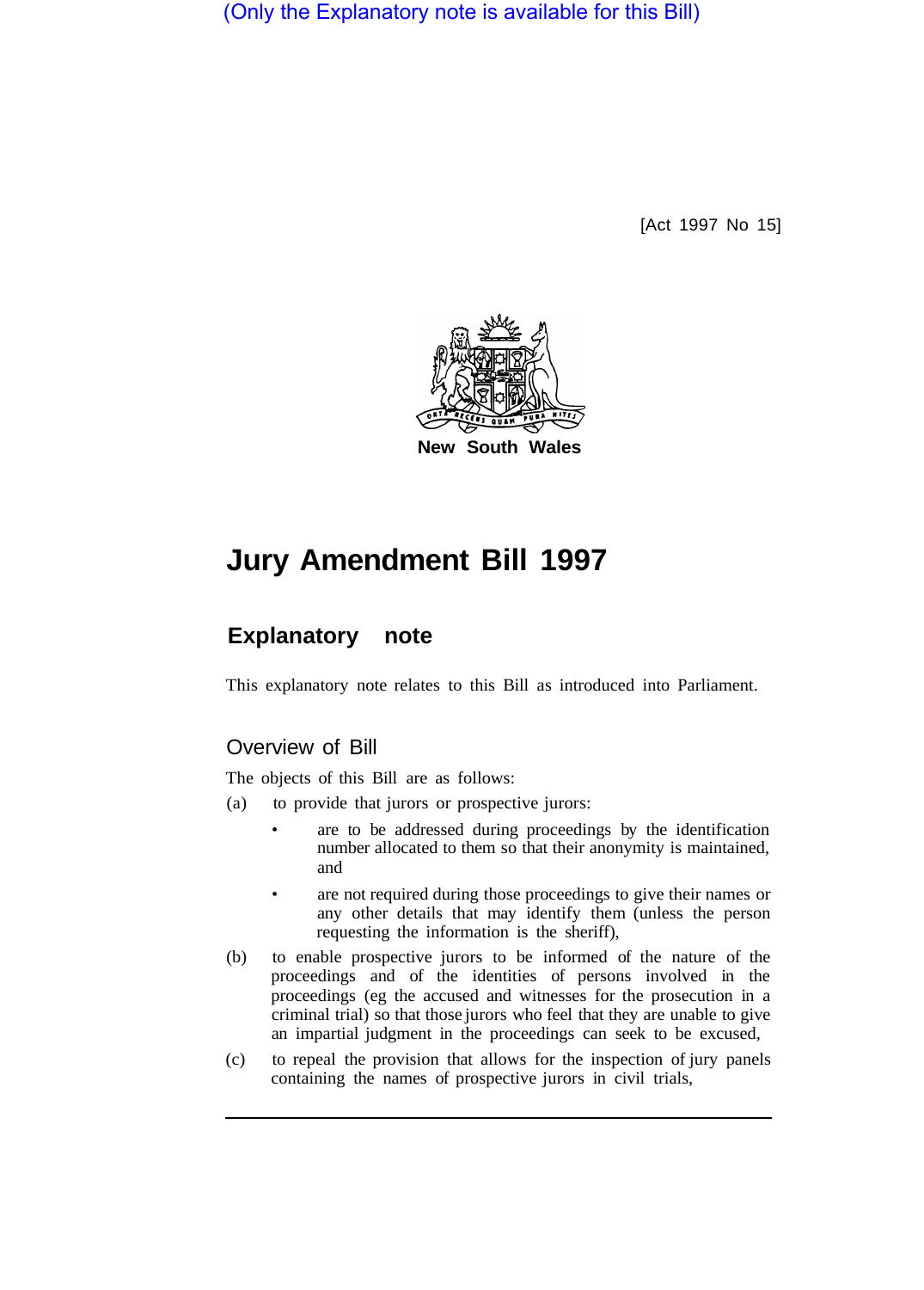(Only the Explanatory note is available for this Bill)

[Act 1997 No 15]

New South Wales

# Jury Amendment Bill 1997

## Explanatory note

This explanatory note relates to this Bill as introduced into Parliament.

### Overview of Bill

The objects of this Bill are as follows:

(a) to provide that jurors or prospective jurors:

- are to be addressed during proceedings by the identification number allocated to them so that their anonymity is maintained, and
- are not required during those proceedings to give their names or any other details that may identify them (unless the person requesting the information is the sheriff),

(b) to enable prospective jurors to be informed of the nature of the proceedings and of the identities of persons involved in the proceedings (eg the accused and witnesses for the prosecution in a criminal trial) so that those jurors who feel that they are unable to give an impartial judgment in the proceedings can seek to be excused,

(c) to repeal the provision that allows for the inspection of jury panels containing the names of prospective jurors in civil trials,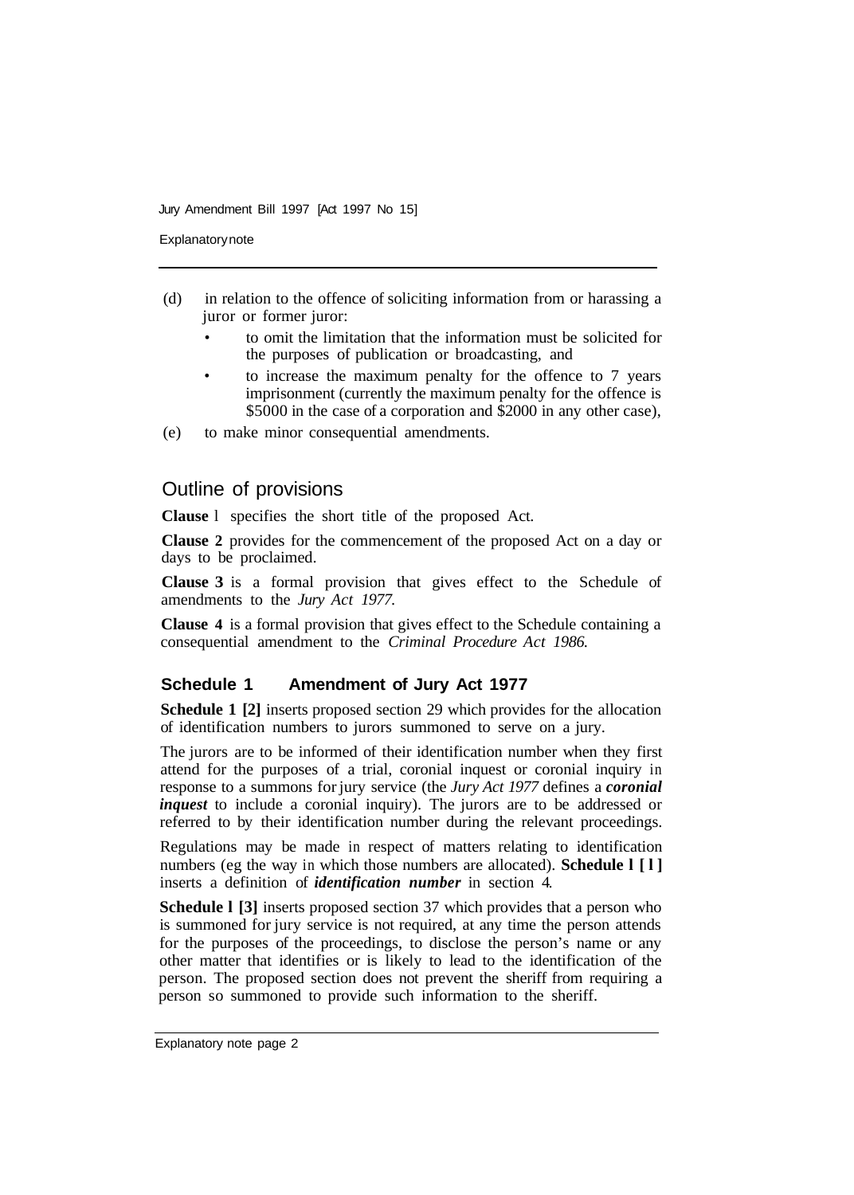(d) in relation to the offence of soliciting information from or harassing a juror or former juror:

- to omit the limitation that the information must be solicited for the purposes of publication or broadcasting, and
- to increase the maximum penalty for the offence to 7 years imprisonment (currently the maximum penalty for the offence is $5000 in the case of a corporation and $2000 in any other case),

(e) to make minor consequential amendments.

## Outline of provisions

**Clause 1** specifies the short title of the proposed Act.

**Clause 2** provides for the commencement of the proposed Act on a day or days to be proclaimed.

**Clause 3** is a formal provision that gives effect to the Schedule of amendments to the *Jury Act 1977.*

**Clause 4** is a formal provision that gives effect to the Schedule containing a consequential amendment to the *Criminal Procedure Act 1986.*

### Schedule 1 Amendment of Jury Act 1977

**Schedule 1 [2]** inserts proposed section 29 which provides for the allocation of identification numbers to jurors summoned to serve on a jury.

The jurors are to be informed of their identification number when they first attend for the purposes of a trial, coronial inquest or coronial inquiry in response to a summons for jury service (the *Jury Act 1977* defines a ***coronial inquest*** to include a coronial inquiry). The jurors are to be addressed or referred to by their identification number during the relevant proceedings.

Regulations may be made in respect of matters relating to identification numbers (eg the way in which those numbers are allocated). **Schedule 1 [1]** inserts a definition of ***identification number*** in section 4.

**Schedule 1 [3]** inserts proposed section 37 which provides that a person who is summoned for jury service is not required, at any time the person attends for the purposes of the proceedings, to disclose the person's name or any other matter that identifies or is likely to lead to the identification of the person. The proposed section does not prevent the sheriff from requiring a person so summoned to provide such information to the sheriff.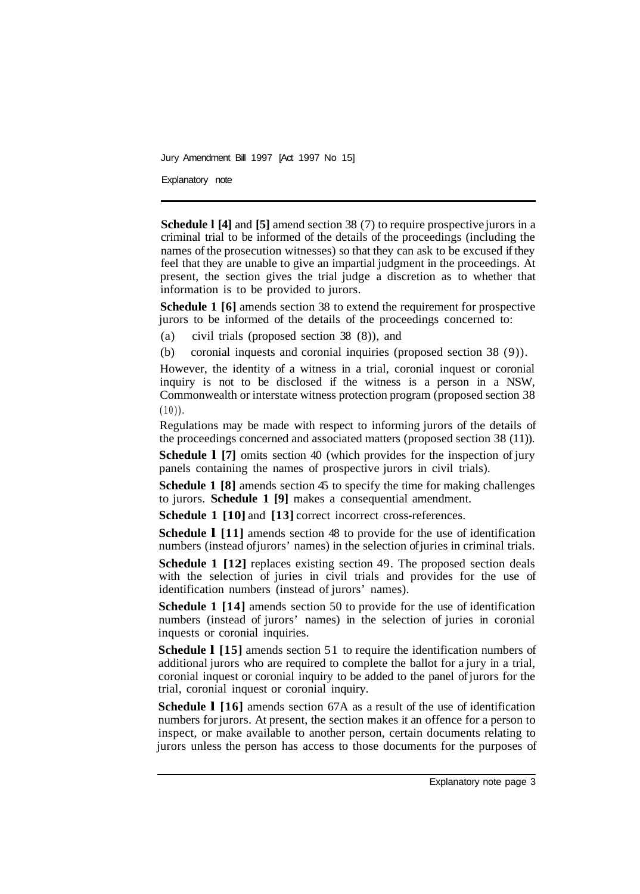**Schedule 1 [4]** and **[5]** amend section 38 (7) to require prospective jurors in a criminal trial to be informed of the details of the proceedings (including the names of the prosecution witnesses) so that they can ask to be excused if they feel that they are unable to give an impartial judgment in the proceedings. At present, the section gives the trial judge a discretion as to whether that information is to be provided to jurors.

**Schedule 1 [6]** amends section 38 to extend the requirement for prospective jurors to be informed of the details of the proceedings concerned to:

(a) civil trials (proposed section 38 (8)), and

(b) coronial inquests and coronial inquiries (proposed section 38 (9)).

However, the identity of a witness in a trial, coronial inquest or coronial inquiry is not to be disclosed if the witness is a person in a NSW, Commonwealth or interstate witness protection program (proposed section 38 (10)).

Regulations may be made with respect to informing jurors of the details of the proceedings concerned and associated matters (proposed section 38 (11)).

**Schedule 1 [7]** omits section 40 (which provides for the inspection of jury panels containing the names of prospective jurors in civil trials).

**Schedule 1 [8]** amends section 45 to specify the time for making challenges to jurors. **Schedule 1 [9]** makes a consequential amendment.

**Schedule 1 [10]** and **[13]** correct incorrect cross-references.

**Schedule 1 [11]** amends section 48 to provide for the use of identification numbers (instead of jurors' names) in the selection of juries in criminal trials.

**Schedule 1 [12]** replaces existing section 49. The proposed section deals with the selection of juries in civil trials and provides for the use of identification numbers (instead of jurors' names).

**Schedule 1 [14]** amends section 50 to provide for the use of identification numbers (instead of jurors' names) in the selection of juries in coronial inquests or coronial inquiries.

**Schedule 1 [15]** amends section 51 to require the identification numbers of additional jurors who are required to complete the ballot for a jury in a trial, coronial inquest or coronial inquiry to be added to the panel of jurors for the trial, coronial inquest or coronial inquiry.

**Schedule 1 [16]** amends section 67A as a result of the use of identification numbers for jurors. At present, the section makes it an offence for a person to inspect, or make available to another person, certain documents relating to jurors unless the person has access to those documents for the purposes of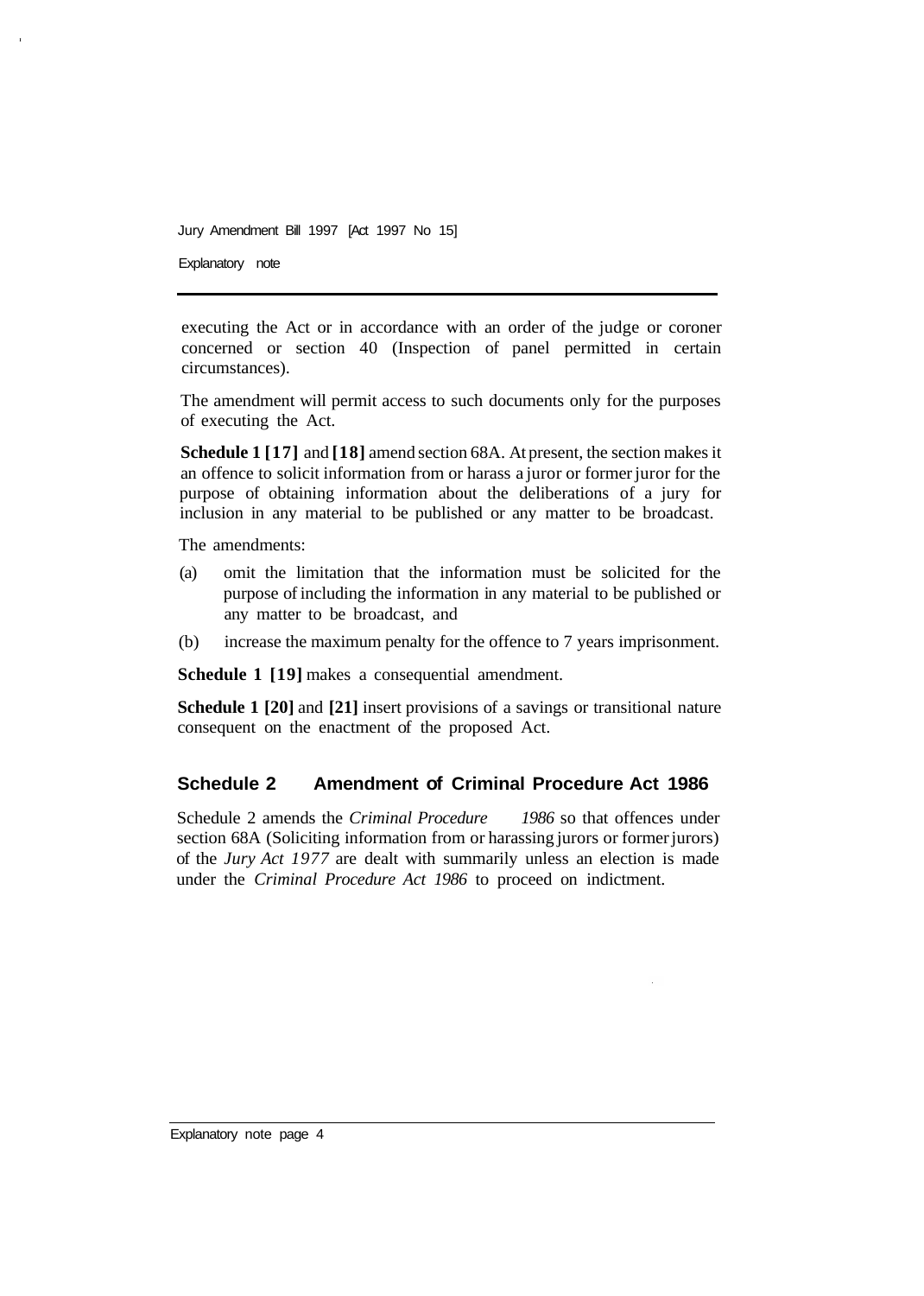executing the Act or in accordance with an order of the judge or coroner concerned or section 40 (Inspection of panel permitted in certain circumstances).

The amendment will permit access to such documents only for the purposes of executing the Act.

**Schedule 1 [17]** and **[18]** amend section 68A. At present, the section makes it an offence to solicit information from or harass a juror or former juror for the purpose of obtaining information about the deliberations of a jury for inclusion in any material to be published or any matter to be broadcast.

The amendments:

(a) omit the limitation that the information must be solicited for the purpose of including the information in any material to be published or any matter to be broadcast, and

(b) increase the maximum penalty for the offence to 7 years imprisonment.

**Schedule 1 [19]** makes a consequential amendment.

**Schedule 1 [20]** and **[21]** insert provisions of a savings or transitional nature consequent on the enactment of the proposed Act.

## Schedule 2 Amendment of Criminal Procedure Act 1986

Schedule 2 amends the *Criminal Procedure 1986* so that offences under section 68A (Soliciting information from or harassing jurors or former jurors) of the *Jury Act 1977* are dealt with summarily unless an election is made under the *Criminal Procedure Act 1986* to proceed on indictment.